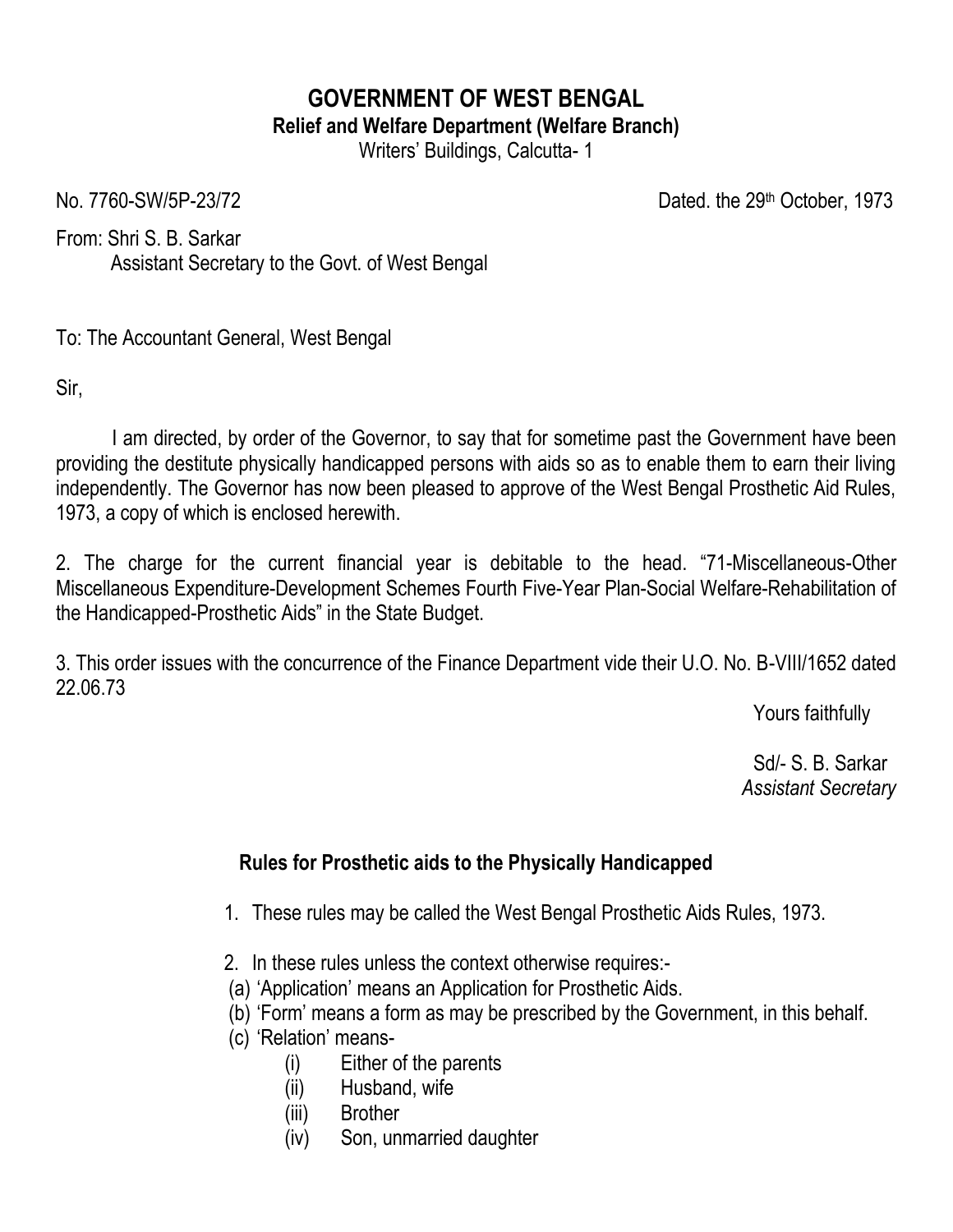# GOVERNMENT OF WEST BENGAL

**Relief and Welfare Department (Welfare Branch)**

Writers' Buildings, Calcutta- 1

No. 7760-SW/5P-23/72 Dated. the 29th October, 1973

From: Shri S. B. Sarkar
Assistant Secretary to the Govt. of West Bengal

To: The Accountant General, West Bengal

Sir,

I am directed, by order of the Governor, to say that for sometime past the Government have been providing the destitute physically handicapped persons with aids so as to enable them to earn their living independently. The Governor has now been pleased to approve of the West Bengal Prosthetic Aid Rules, 1973, a copy of which is enclosed herewith.

2. The charge for the current financial year is debitable to the head. "71-Miscellaneous-Other Miscellaneous Expenditure-Development Schemes Fourth Five-Year Plan-Social Welfare-Rehabilitation of the Handicapped-Prosthetic Aids" in the State Budget.

3. This order issues with the concurrence of the Finance Department vide their U.O. No. B-VIII/1652 dated 22.06.73

Yours faithfully

Sd/- S. B. Sarkar
*Assistant Secretary*

## Rules for Prosthetic aids to the Physically Handicapped

1. These rules may be called the West Bengal Prosthetic Aids Rules, 1973.

2. In these rules unless the context otherwise requires:-
   (a) 'Application' means an Application for Prosthetic Aids.
   (b) 'Form' means a form as may be prescribed by the Government, in this behalf.
   (c) 'Relation' means-
      (i) Either of the parents
      (ii) Husband, wife
      (iii) Brother
      (iv) Son, unmarried daughter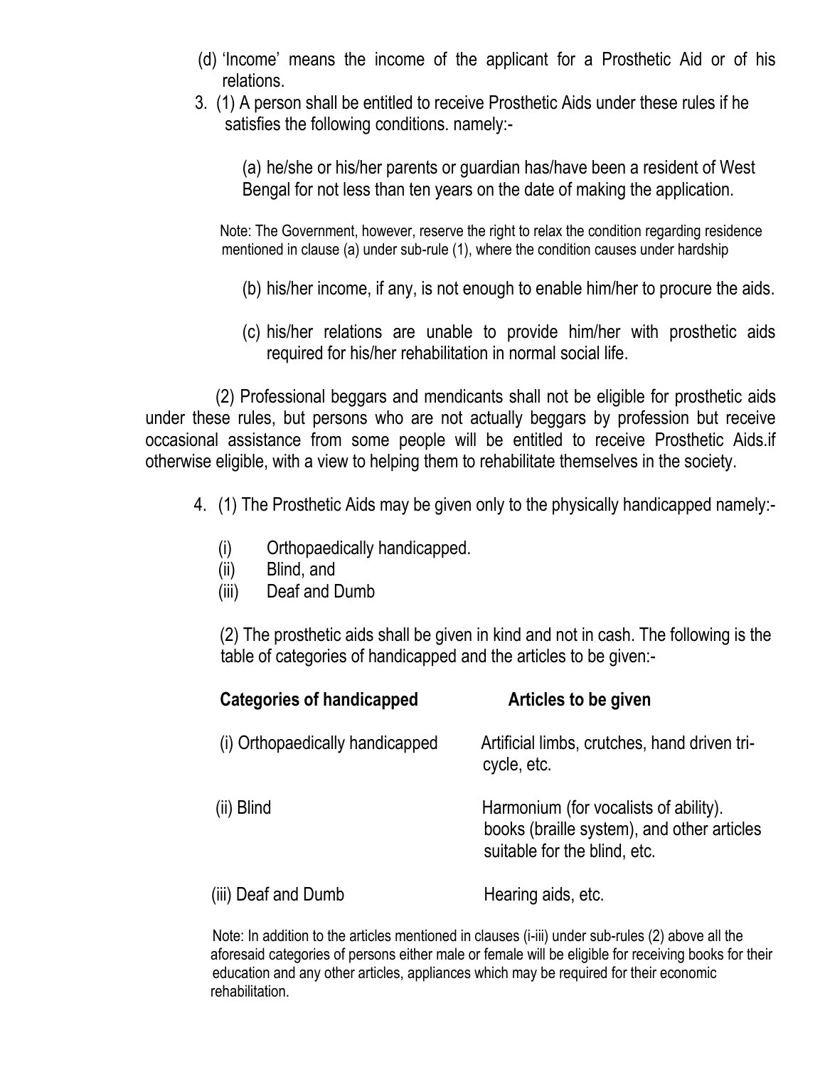(d) 'Income' means the income of the applicant for a Prosthetic Aid or of his relations.

3. (1) A person shall be entitled to receive Prosthetic Aids under these rules if he satisfies the following conditions. namely:-

   (a) he/she or his/her parents or guardian has/have been a resident of West Bengal for not less than ten years on the date of making the application.

   Note: The Government, however, reserve the right to relax the condition regarding residence mentioned in clause (a) under sub-rule (1), where the condition causes under hardship

   (b) his/her income, if any, is not enough to enable him/her to procure the aids.

   (c) his/her relations are unable to provide him/her with prosthetic aids required for his/her rehabilitation in normal social life.

(2) Professional beggars and mendicants shall not be eligible for prosthetic aids under these rules, but persons who are not actually beggars by profession but receive occasional assistance from some people will be entitled to receive Prosthetic Aids.if otherwise eligible, with a view to helping them to rehabilitate themselves in the society.

4. (1) The Prosthetic Aids may be given only to the physically handicapped namely:-

   (i) Orthopaedically handicapped.
   (ii) Blind, and
   (iii) Deaf and Dumb

   (2) The prosthetic aids shall be given in kind and not in cash. The following is the table of categories of handicapped and the articles to be given:-

| **Categories of handicapped** | **Articles to be given** |
|---|---|
| (i) Orthopaedically handicapped | Artificial limbs, crutches, hand driven tri-cycle, etc. |
| (ii) Blind | Harmonium (for vocalists of ability). books (braille system), and other articles suitable for the blind, etc. |
| (iii) Deaf and Dumb | Hearing aids, etc. |

Note: In addition to the articles mentioned in clauses (i-iii) under sub-rules (2) above all the aforesaid categories of persons either male or female will be eligible for receiving books for their education and any other articles, appliances which may be required for their economic rehabilitation.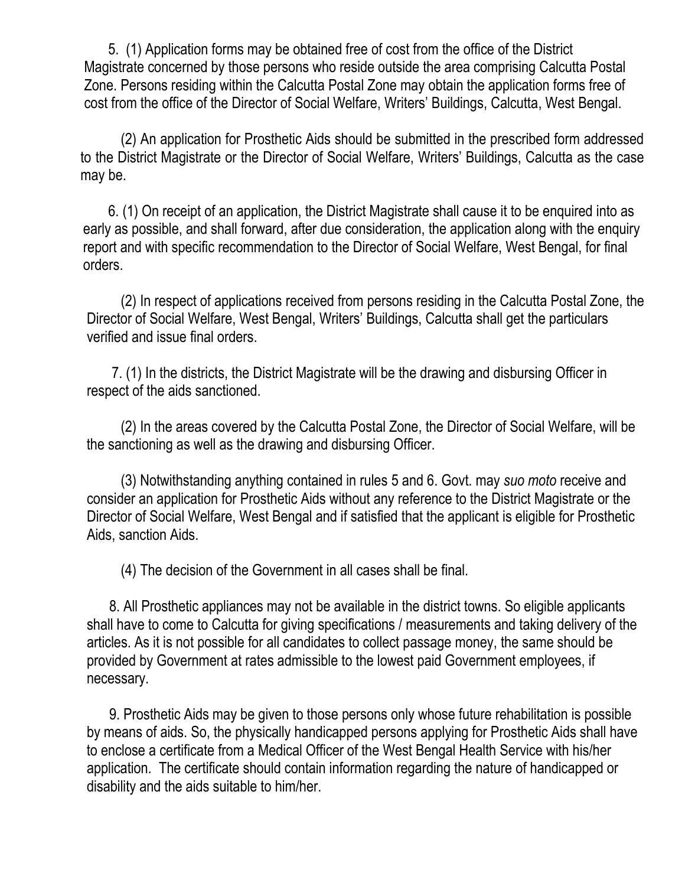5. (1) Application forms may be obtained free of cost from the office of the District Magistrate concerned by those persons who reside outside the area comprising Calcutta Postal Zone. Persons residing within the Calcutta Postal Zone may obtain the application forms free of cost from the office of the Director of Social Welfare, Writers' Buildings, Calcutta, West Bengal.

(2) An application for Prosthetic Aids should be submitted in the prescribed form addressed to the District Magistrate or the Director of Social Welfare, Writers' Buildings, Calcutta as the case may be.

6. (1) On receipt of an application, the District Magistrate shall cause it to be enquired into as early as possible, and shall forward, after due consideration, the application along with the enquiry report and with specific recommendation to the Director of Social Welfare, West Bengal, for final orders.

(2) In respect of applications received from persons residing in the Calcutta Postal Zone, the Director of Social Welfare, West Bengal, Writers' Buildings, Calcutta shall get the particulars verified and issue final orders.

7. (1) In the districts, the District Magistrate will be the drawing and disbursing Officer in respect of the aids sanctioned.

(2) In the areas covered by the Calcutta Postal Zone, the Director of Social Welfare, will be the sanctioning as well as the drawing and disbursing Officer.

(3) Notwithstanding anything contained in rules 5 and 6. Govt. may *suo moto* receive and consider an application for Prosthetic Aids without any reference to the District Magistrate or the Director of Social Welfare, West Bengal and if satisfied that the applicant is eligible for Prosthetic Aids, sanction Aids.

(4) The decision of the Government in all cases shall be final.

8. All Prosthetic appliances may not be available in the district towns. So eligible applicants shall have to come to Calcutta for giving specifications / measurements and taking delivery of the articles. As it is not possible for all candidates to collect passage money, the same should be provided by Government at rates admissible to the lowest paid Government employees, if necessary.

9. Prosthetic Aids may be given to those persons only whose future rehabilitation is possible by means of aids. So, the physically handicapped persons applying for Prosthetic Aids shall have to enclose a certificate from a Medical Officer of the West Bengal Health Service with his/her application. The certificate should contain information regarding the nature of handicapped or disability and the aids suitable to him/her.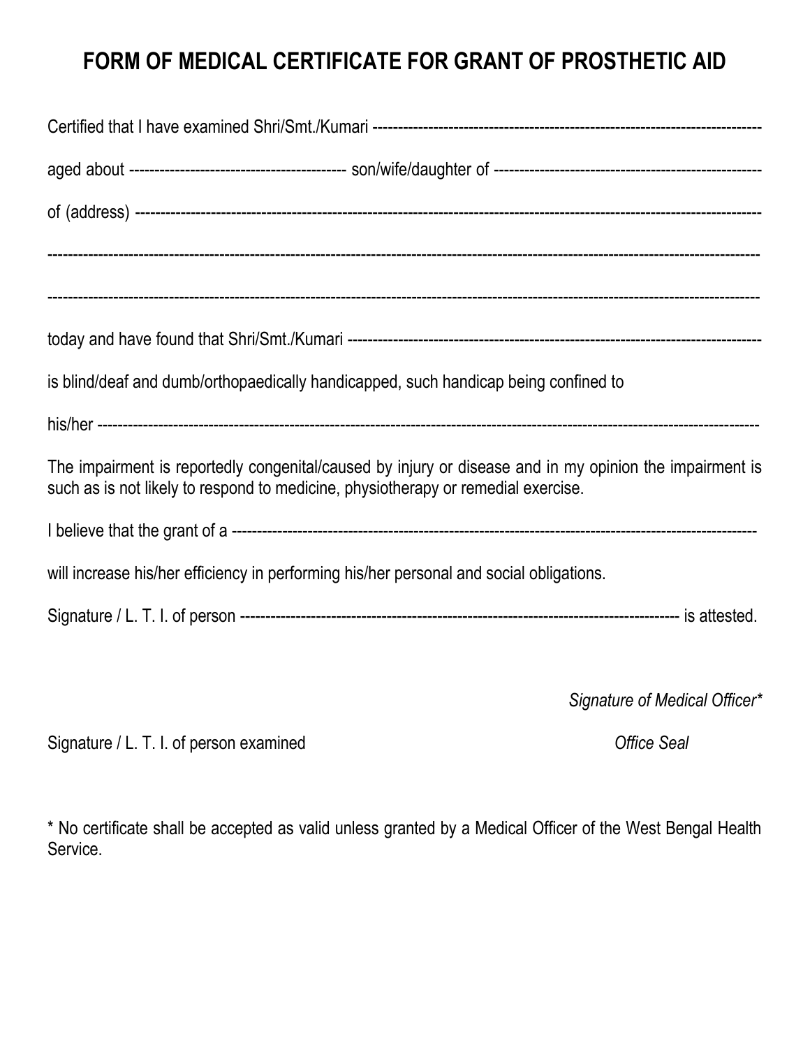# FORM OF MEDICAL CERTIFICATE FOR GRANT OF PROSTHETIC AID

Certified that I have examined Shri/Smt./Kumari ---------------------------------------------------------------------------

aged about ------------------------------------------ son/wife/daughter of ----------------------------------------------------

of (address) ----------------------------------------------------------------------------------------------------------------------

-------------------------------------------------------------------------------------------------------------------------------------

-------------------------------------------------------------------------------------------------------------------------------------

today and have found that Shri/Smt./Kumari ------------------------------------------------------------------------------

is blind/deaf and dumb/orthopaedically handicapped, such handicap being confined to

his/her ------------------------------------------------------------------------------------------------------------------------------

The impairment is reportedly congenital/caused by injury or disease and in my opinion the impairment is such as is not likely to respond to medicine, physiotherapy or remedial exercise.

I believe that the grant of a -----------------------------------------------------------------------------------------------------

will increase his/her efficiency in performing his/her personal and social obligations.

Signature / L. T. I. of person ------------------------------------------------------------------------------------- is attested.

*Signature of Medical Officer**

Signature / L. T. I. of person examined

*Office Seal*

* No certificate shall be accepted as valid unless granted by a Medical Officer of the West Bengal Health Service.